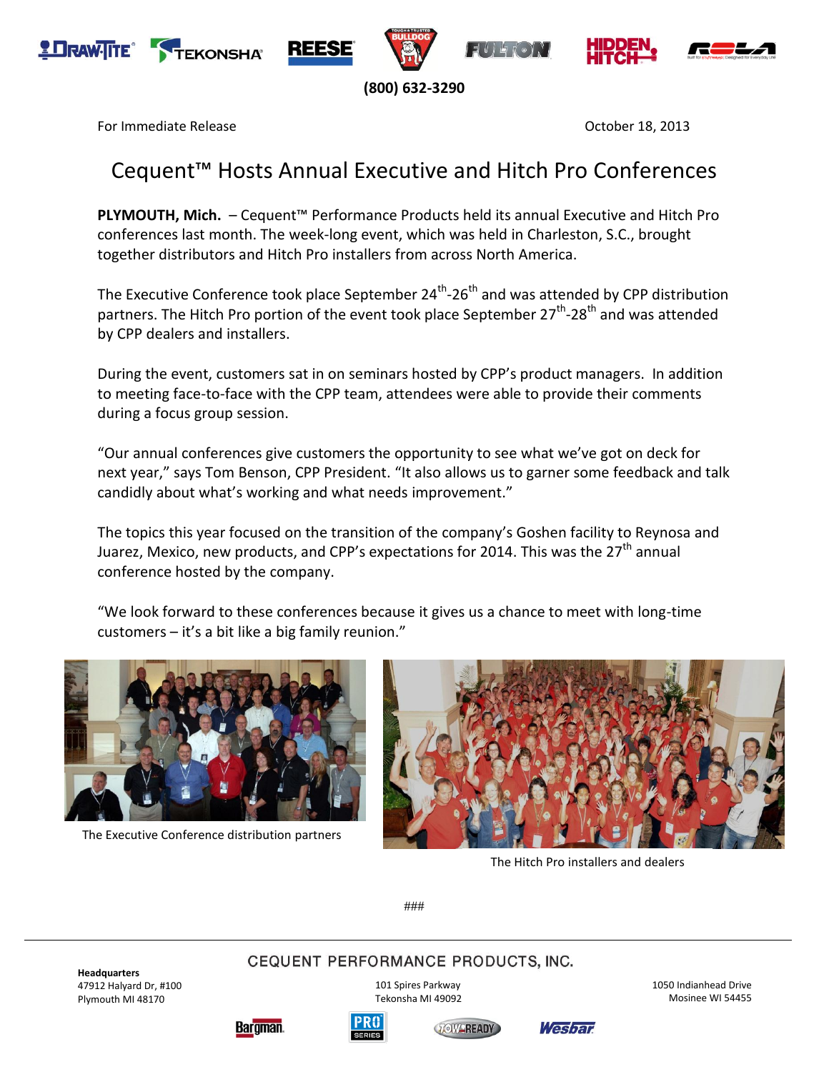(800) 632-3290

For Immediate Release

October 18, 2013

# Cequent™ Hosts Annual Executive and Hitch Pro Conferences

**PLYMOUTH, Mich.** – Cequent™ Performance Products held its annual Executive and Hitch Pro conferences last month. The week-long event, which was held in Charleston, S.C., brought together distributors and Hitch Pro installers from across North America.

The Executive Conference took place September 24th-26th and was attended by CPP distribution partners. The Hitch Pro portion of the event took place September 27th-28th and was attended by CPP dealers and installers.

During the event, customers sat in on seminars hosted by CPP's product managers. In addition to meeting face-to-face with the CPP team, attendees were able to provide their comments during a focus group session.

"Our annual conferences give customers the opportunity to see what we've got on deck for next year," says Tom Benson, CPP President. "It also allows us to garner some feedback and talk candidly about what's working and what needs improvement."

The topics this year focused on the transition of the company's Goshen facility to Reynosa and Juarez, Mexico, new products, and CPP's expectations for 2014. This was the 27th annual conference hosted by the company.

"We look forward to these conferences because it gives us a chance to meet with long-time customers – it's a bit like a big family reunion."

The Executive Conference distribution partners

The Hitch Pro installers and dealers

###

CEQUENT PERFORMANCE PRODUCTS, INC.

**Headquarters**
47912 Halyard Dr, #100
Plymouth MI 48170

101 Spires Parkway
Tekonsha MI 49092

1050 Indianhead Drive
Mosinee WI 54455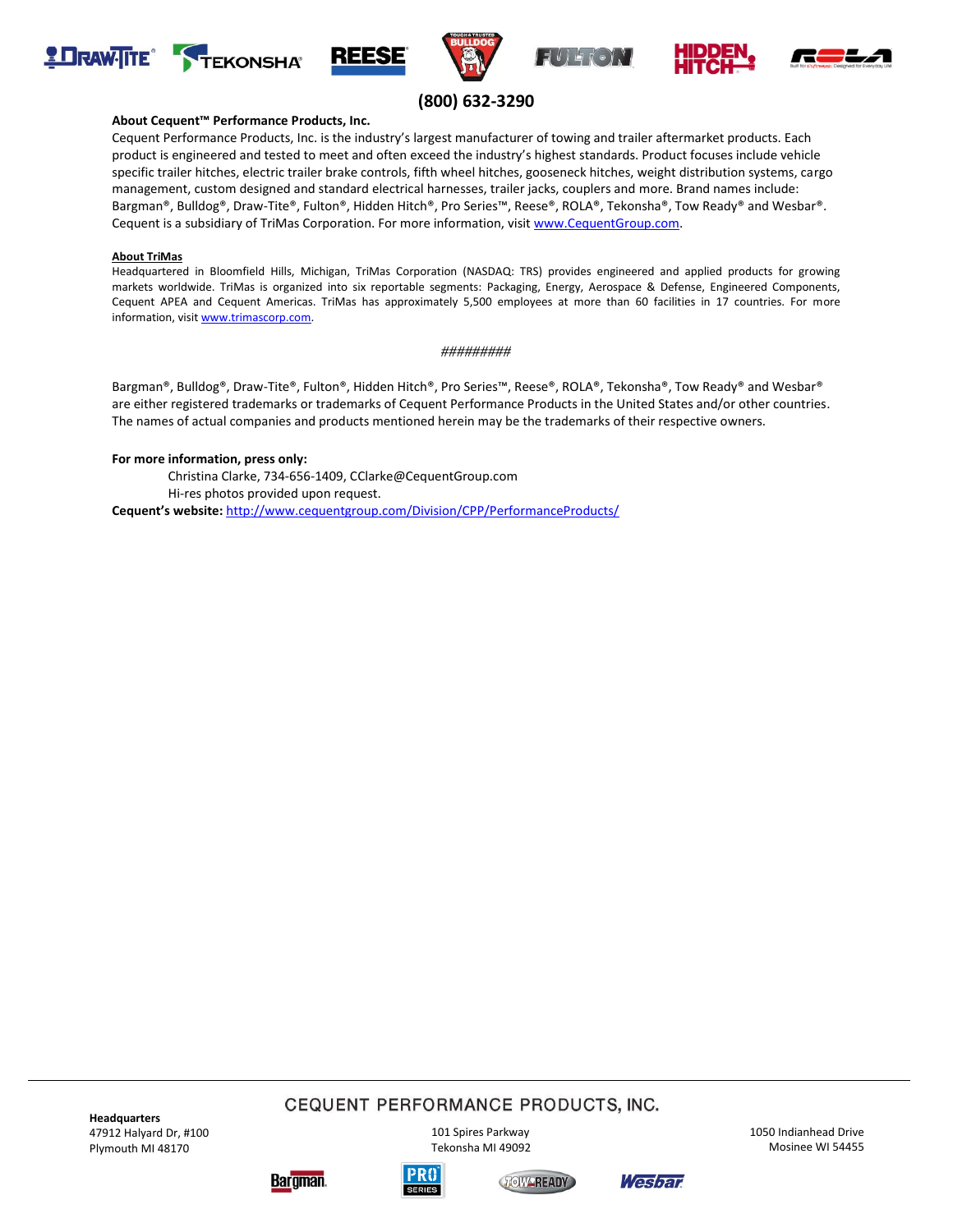(800) 632-3290

**About Cequent™ Performance Products, Inc.**

Cequent Performance Products, Inc. is the industry's largest manufacturer of towing and trailer aftermarket products. Each product is engineered and tested to meet and often exceed the industry's highest standards. Product focuses include vehicle specific trailer hitches, electric trailer brake controls, fifth wheel hitches, gooseneck hitches, weight distribution systems, cargo management, custom designed and standard electrical harnesses, trailer jacks, couplers and more. Brand names include: Bargman®, Bulldog®, Draw-Tite®, Fulton®, Hidden Hitch®, Pro Series™, Reese®, ROLA®, Tekonsha®, Tow Ready® and Wesbar®. Cequent is a subsidiary of TriMas Corporation. For more information, visit www.CequentGroup.com.

**About TriMas**

Headquartered in Bloomfield Hills, Michigan, TriMas Corporation (NASDAQ: TRS) provides engineered and applied products for growing markets worldwide. TriMas is organized into six reportable segments: Packaging, Energy, Aerospace & Defense, Engineered Components, Cequent APEA and Cequent Americas. TriMas has approximately 5,500 employees at more than 60 facilities in 17 countries. For more information, visit www.trimascorp.com.

*#########*

Bargman®, Bulldog®, Draw-Tite®, Fulton®, Hidden Hitch®, Pro Series™, Reese®, ROLA®, Tekonsha®, Tow Ready® and Wesbar® are either registered trademarks or trademarks of Cequent Performance Products in the United States and/or other countries. The names of actual companies and products mentioned herein may be the trademarks of their respective owners.

**For more information, press only:**

Christina Clarke, 734-656-1409, CClarke@CequentGroup.com
Hi-res photos provided upon request.

**Cequent's website:** http://www.cequentgroup.com/Division/CPP/PerformanceProducts/

CEQUENT PERFORMANCE PRODUCTS, INC.

**Headquarters**
47912 Halyard Dr, #100
Plymouth MI 48170

101 Spires Parkway
Tekonsha MI 49092

1050 Indianhead Drive
Mosinee WI 54455